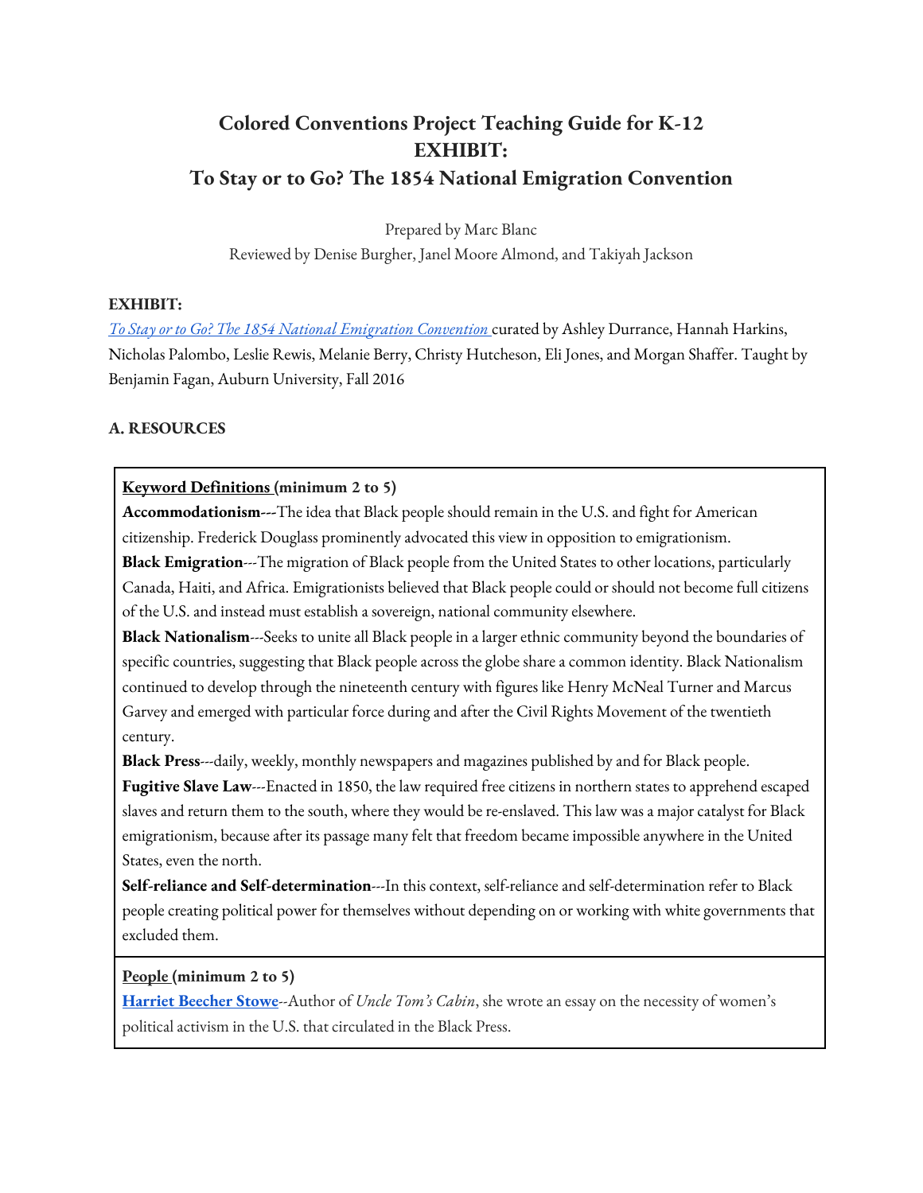# Colored Conventions Project Teaching Guide for K-12
# EXHIBIT:
# To Stay or to Go? The 1854 National Emigration Convention

Prepared by Marc Blanc

Reviewed by Denise Burgher, Janel Moore Almond, and Takiyah Jackson

**EXHIBIT:**

*To Stay or to Go? The 1854 National Emigration Convention* curated by Ashley Durrance, Hannah Harkins, Nicholas Palombo, Leslie Rewis, Melanie Berry, Christy Hutcheson, Eli Jones, and Morgan Shaffer. Taught by Benjamin Fagan, Auburn University, Fall 2016

## A. RESOURCES

**Keyword Definitions (minimum 2 to 5)**

**Accommodationism**---The idea that Black people should remain in the U.S. and fight for American citizenship. Frederick Douglass prominently advocated this view in opposition to emigrationism.

**Black Emigration**---The migration of Black people from the United States to other locations, particularly Canada, Haiti, and Africa. Emigrationists believed that Black people could or should not become full citizens of the U.S. and instead must establish a sovereign, national community elsewhere.

**Black Nationalism**---Seeks to unite all Black people in a larger ethnic community beyond the boundaries of specific countries, suggesting that Black people across the globe share a common identity. Black Nationalism continued to develop through the nineteenth century with figures like Henry McNeal Turner and Marcus Garvey and emerged with particular force during and after the Civil Rights Movement of the twentieth century.

**Black Press**---daily, weekly, monthly newspapers and magazines published by and for Black people.

**Fugitive Slave Law**---Enacted in 1850, the law required free citizens in northern states to apprehend escaped slaves and return them to the south, where they would be re-enslaved. This law was a major catalyst for Black emigrationism, because after its passage many felt that freedom became impossible anywhere in the United States, even the north.

**Self-reliance and Self-determination**---In this context, self-reliance and self-determination refer to Black people creating political power for themselves without depending on or working with white governments that excluded them.

**People (minimum 2 to 5)**

**Harriet Beecher Stowe**--Author of *Uncle Tom's Cabin*, she wrote an essay on the necessity of women's political activism in the U.S. that circulated in the Black Press.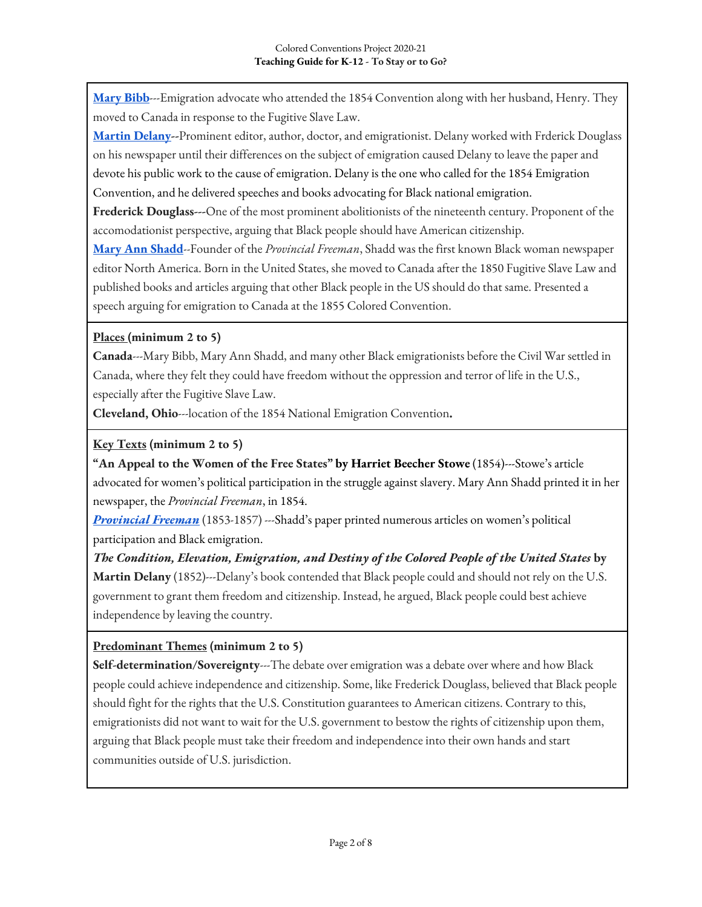**Mary Bibb**---Emigration advocate who attended the 1854 Convention along with her husband, Henry. They moved to Canada in response to the Fugitive Slave Law.

**Martin Delany**--Prominent editor, author, doctor, and emigrationist. Delany worked with Frderick Douglass on his newspaper until their differences on the subject of emigration caused Delany to leave the paper and devote his public work to the cause of emigration. Delany is the one who called for the 1854 Emigration Convention, and he delivered speeches and books advocating for Black national emigration.

**Frederick Douglass**---One of the most prominent abolitionists of the nineteenth century. Proponent of the accomodationist perspective, arguing that Black people should have American citizenship.

**Mary Ann Shadd**--Founder of the *Provincial Freeman*, Shadd was the first known Black woman newspaper editor North America. Born in the United States, she moved to Canada after the 1850 Fugitive Slave Law and published books and articles arguing that other Black people in the US should do that same. Presented a speech arguing for emigration to Canada at the 1855 Colored Convention.

**Places (minimum 2 to 5)**

**Canada**---Mary Bibb, Mary Ann Shadd, and many other Black emigrationists before the Civil War settled in Canada, where they felt they could have freedom without the oppression and terror of life in the U.S., especially after the Fugitive Slave Law.

**Cleveland, Ohio**---location of the 1854 National Emigration Convention**.**

**Key Texts (minimum 2 to 5)**

**"An Appeal to the Women of the Free States" by Harriet Beecher Stowe** (1854)---Stowe's article advocated for women's political participation in the struggle against slavery. Mary Ann Shadd printed it in her newspaper, the *Provincial Freeman*, in 1854.

***Provincial Freeman*** (1853-1857) ---Shadd's paper printed numerous articles on women's political participation and Black emigration.

***The Condition, Elevation, Emigration, and Destiny of the Colored People of the United States* by Martin Delany** (1852)---Delany's book contended that Black people could and should not rely on the U.S. government to grant them freedom and citizenship. Instead, he argued, Black people could best achieve independence by leaving the country.

**Predominant Themes (minimum 2 to 5)**

**Self-determination/Sovereignty**---The debate over emigration was a debate over where and how Black people could achieve independence and citizenship. Some, like Frederick Douglass, believed that Black people should fight for the rights that the U.S. Constitution guarantees to American citizens. Contrary to this, emigrationists did not want to wait for the U.S. government to bestow the rights of citizenship upon them, arguing that Black people must take their freedom and independence into their own hands and start communities outside of U.S. jurisdiction.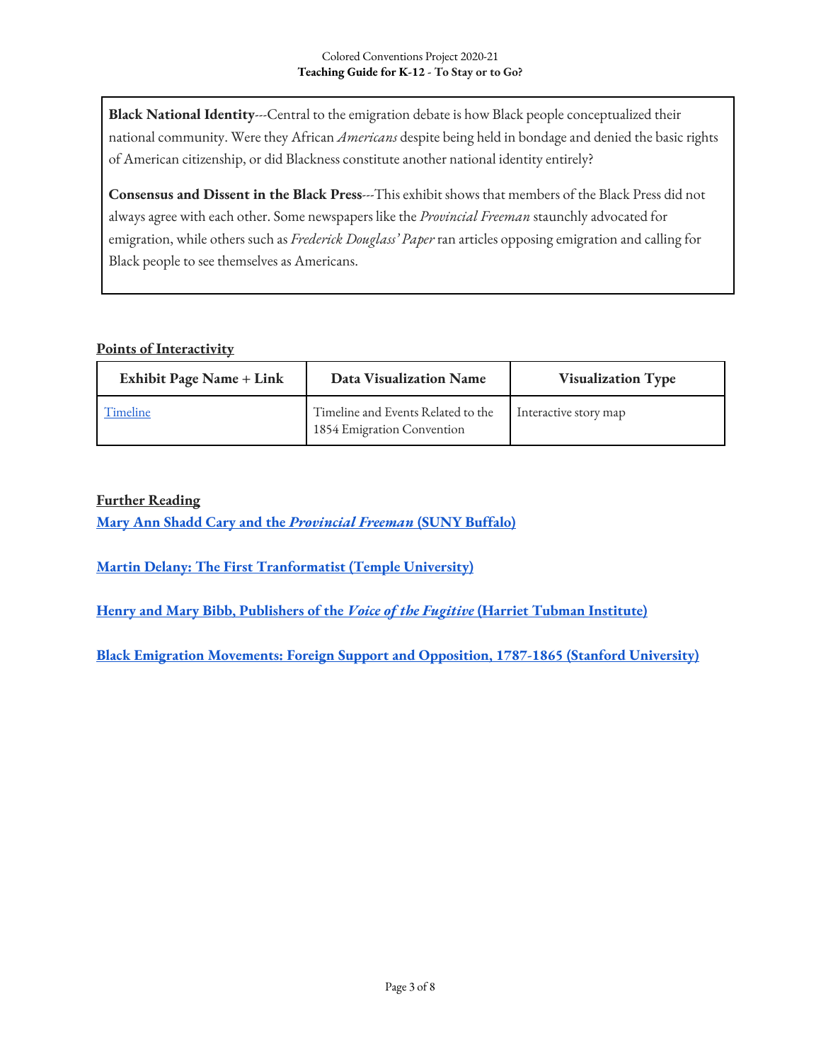**Black National Identity**---Central to the emigration debate is how Black people conceptualized their national community. Were they African *Americans* despite being held in bondage and denied the basic rights of American citizenship, or did Blackness constitute another national identity entirely?

**Consensus and Dissent in the Black Press**---This exhibit shows that members of the Black Press did not always agree with each other. Some newspapers like the *Provincial Freeman* staunchly advocated for emigration, while others such as *Frederick Douglass' Paper* ran articles opposing emigration and calling for Black people to see themselves as Americans.

**Points of Interactivity**

| Exhibit Page Name + Link | Data Visualization Name | Visualization Type |
|---|---|---|
| Timeline | Timeline and Events Related to the 1854 Emigration Convention | Interactive story map |

**Further Reading**

**Mary Ann Shadd Cary and the *Provincial Freeman* (SUNY Buffalo)**

**Martin Delany: The First Tranformatist (Temple University)**

**Henry and Mary Bibb, Publishers of the *Voice of the Fugitive* (Harriet Tubman Institute)**

**Black Emigration Movements: Foreign Support and Opposition, 1787-1865 (Stanford University)**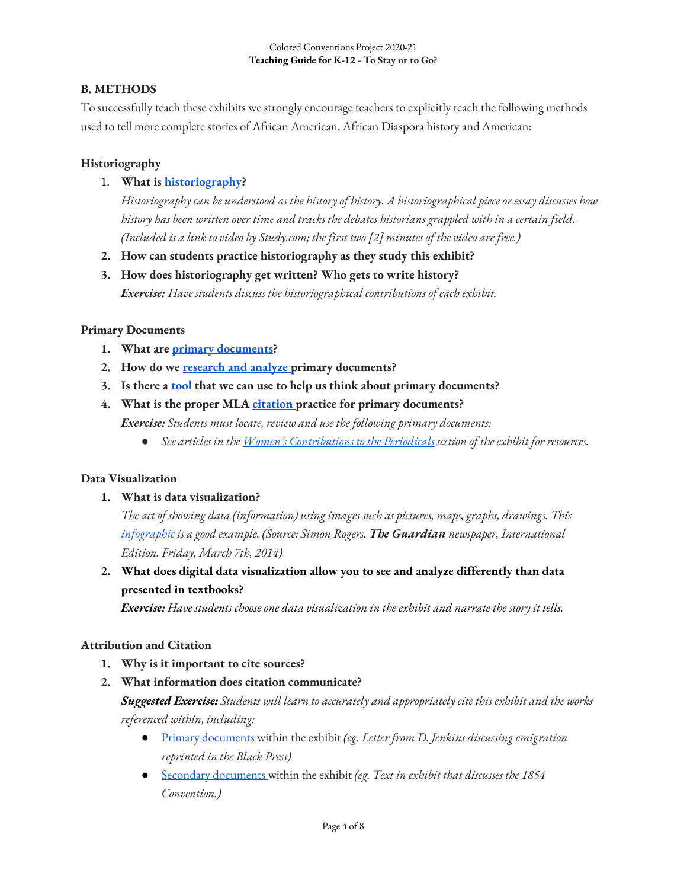## B. METHODS

To successfully teach these exhibits we strongly encourage teachers to explicitly teach the following methods used to tell more complete stories of African American, African Diaspora history and American:

### Historiography

1. **What is historiography?**
   *Historiography can be understood as the history of history. A historiographical piece or essay discusses how history has been written over time and tracks the debates historians grappled with in a certain field. (Included is a link to video by Study.com; the first two [2] minutes of the video are free.)*
2. **How can students practice historiography as they study this exhibit?**
3. **How does historiography get written? Who gets to write history?**
   ***Exercise:*** *Have students discuss the historiographical contributions of each exhibit.*

### Primary Documents

1. **What are primary documents?**
2. **How do we research and analyze primary documents?**
3. **Is there a tool that we can use to help us think about primary documents?**
4. **What is the proper MLA citation practice for primary documents?**
   ***Exercise:*** *Students must locate, review and use the following primary documents:*
   - *See articles in the Women's Contributions to the Periodicals section of the exhibit for resources.*

### Data Visualization

1. **What is data visualization?**
   *The act of showing data (information) using images such as pictures, maps, graphs, drawings. This infographic is a good example. (Source: Simon Rogers.* ***The Guardian*** *newspaper, International Edition. Friday, March 7th, 2014)*
2. **What does digital data visualization allow you to see and analyze differently than data presented in textbooks?**
   ***Exercise:*** *Have students choose one data visualization in the exhibit and narrate the story it tells.*

### Attribution and Citation

1. **Why is it important to cite sources?**
2. **What information does citation communicate?**
   ***Suggested Exercise:*** *Students will learn to accurately and appropriately cite this exhibit and the works referenced within, including:*
   - Primary documents within the exhibit *(eg. Letter from D. Jenkins discussing emigration reprinted in the Black Press)*
   - Secondary documents within the exhibit *(eg. Text in exhibit that discusses the 1854 Convention.)*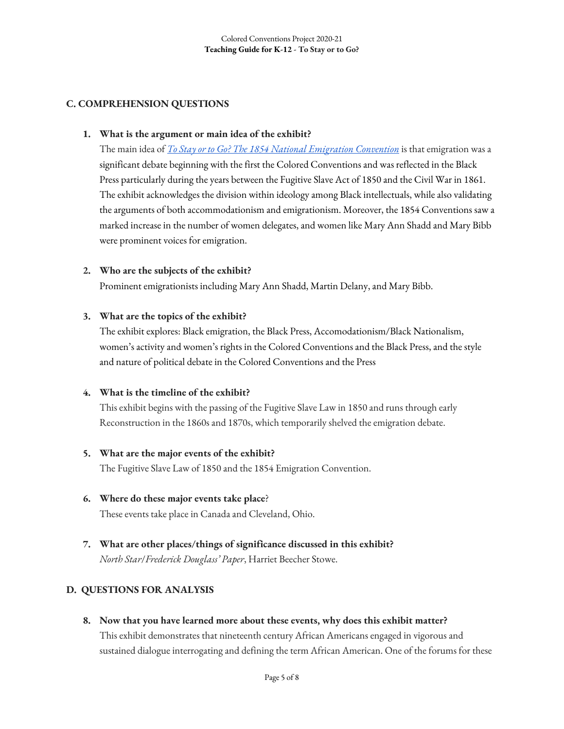## C. COMPREHENSION QUESTIONS

1. **What is the argument or main idea of the exhibit?**
   The main idea of *[To Stay or to Go? The 1854 National Emigration Convention]()* is that emigration was a significant debate beginning with the first the Colored Conventions and was reflected in the Black Press particularly during the years between the Fugitive Slave Act of 1850 and the Civil War in 1861. The exhibit acknowledges the division within ideology among Black intellectuals, while also validating the arguments of both accommodationism and emigrationism. Moreover, the 1854 Conventions saw a marked increase in the number of women delegates, and women like Mary Ann Shadd and Mary Bibb were prominent voices for emigration.

2. **Who are the subjects of the exhibit?**
   Prominent emigrationists including Mary Ann Shadd, Martin Delany, and Mary Bibb.

3. **What are the topics of the exhibit?**
   The exhibit explores: Black emigration, the Black Press, Accomodationism/Black Nationalism, women's activity and women's rights in the Colored Conventions and the Black Press, and the style and nature of political debate in the Colored Conventions and the Press

4. **What is the timeline of the exhibit?**
   This exhibit begins with the passing of the Fugitive Slave Law in 1850 and runs through early Reconstruction in the 1860s and 1870s, which temporarily shelved the emigration debate.

5. **What are the major events of the exhibit?**
   The Fugitive Slave Law of 1850 and the 1854 Emigration Convention.

6. **Where do these major events take place**?
   These events take place in Canada and Cleveland, Ohio.

7. **What are other places/things of significance discussed in this exhibit?**
   *North Star/Frederick Douglass' Paper*, Harriet Beecher Stowe.

## D. QUESTIONS FOR ANALYSIS

8. **Now that you have learned more about these events, why does this exhibit matter?**
   This exhibit demonstrates that nineteenth century African Americans engaged in vigorous and sustained dialogue interrogating and defining the term African American. One of the forums for these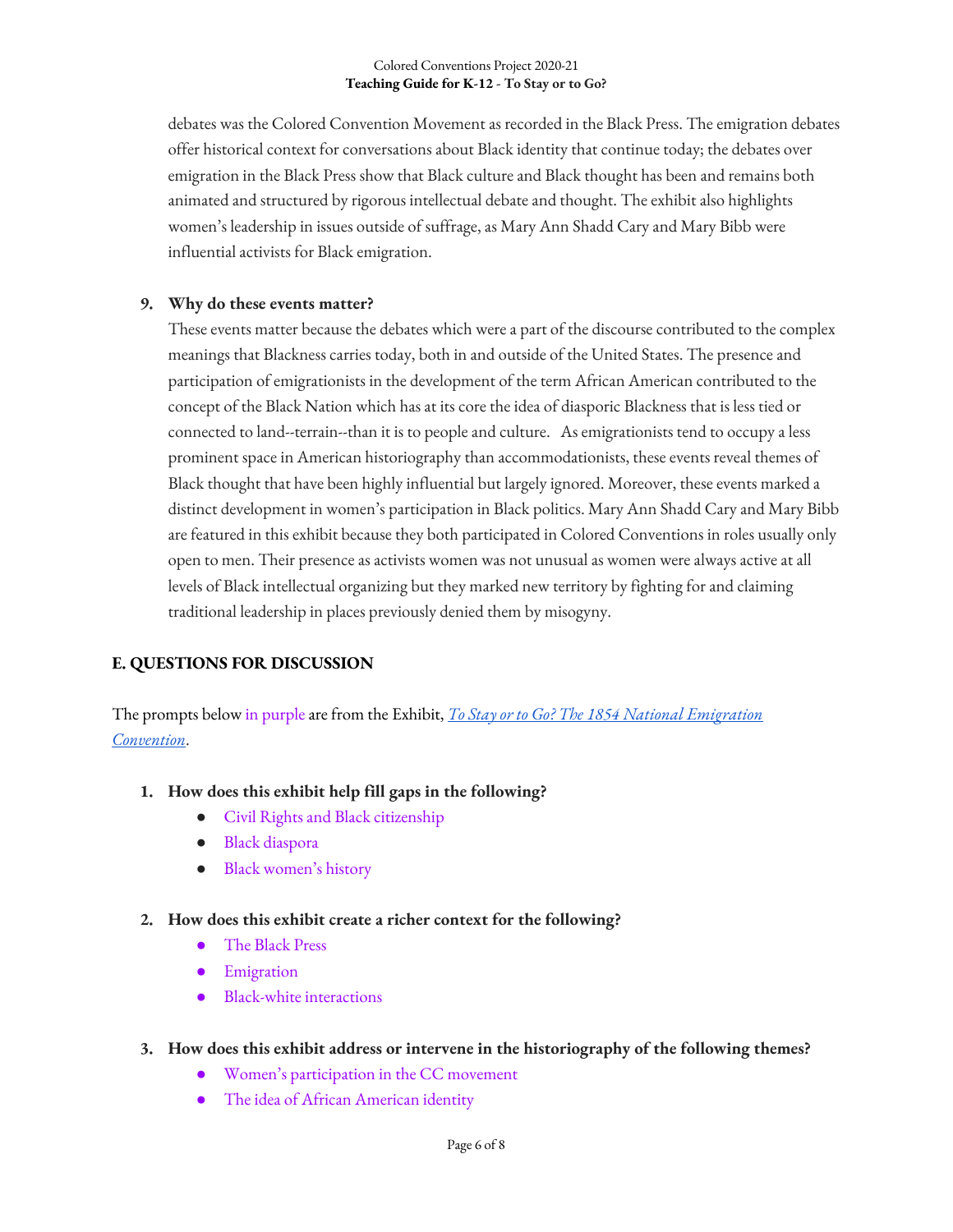debates was the Colored Convention Movement as recorded in the Black Press. The emigration debates offer historical context for conversations about Black identity that continue today; the debates over emigration in the Black Press show that Black culture and Black thought has been and remains both animated and structured by rigorous intellectual debate and thought. The exhibit also highlights women's leadership in issues outside of suffrage, as Mary Ann Shadd Cary and Mary Bibb were influential activists for Black emigration.

9. **Why do these events matter?**
   These events matter because the debates which were a part of the discourse contributed to the complex meanings that Blackness carries today, both in and outside of the United States. The presence and participation of emigrationists in the development of the term African American contributed to the concept of the Black Nation which has at its core the idea of diasporic Blackness that is less tied or connected to land--terrain--than it is to people and culture. As emigrationists tend to occupy a less prominent space in American historiography than accommodationists, these events reveal themes of Black thought that have been highly influential but largely ignored. Moreover, these events marked a distinct development in women's participation in Black politics. Mary Ann Shadd Cary and Mary Bibb are featured in this exhibit because they both participated in Colored Conventions in roles usually only open to men. Their presence as activists women was not unusual as women were always active at all levels of Black intellectual organizing but they marked new territory by fighting for and claiming traditional leadership in places previously denied them by misogyny.

## E. QUESTIONS FOR DISCUSSION

The prompts below in purple are from the Exhibit, *To Stay or to Go? The 1854 National Emigration Convention*.

1. **How does this exhibit help fill gaps in the following?**
   - Civil Rights and Black citizenship
   - Black diaspora
   - Black women's history

2. **How does this exhibit create a richer context for the following?**
   - The Black Press
   - Emigration
   - Black-white interactions

3. **How does this exhibit address or intervene in the historiography of the following themes?**
   - Women's participation in the CC movement
   - The idea of African American identity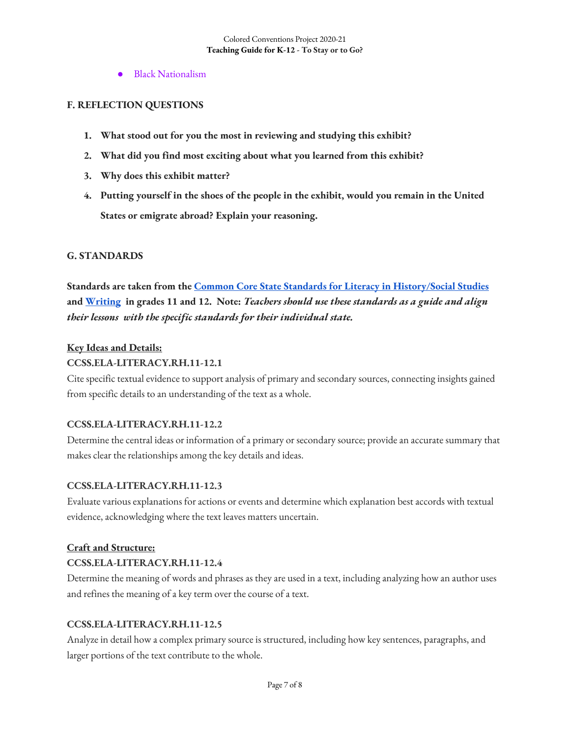- Black Nationalism

## F. REFLECTION QUESTIONS

1. **What stood out for you the most in reviewing and studying this exhibit?**
2. **What did you find most exciting about what you learned from this exhibit?**
3. **Why does this exhibit matter?**
4. **Putting yourself in the shoes of the people in the exhibit, would you remain in the United States or emigrate abroad? Explain your reasoning.**

## G. STANDARDS

**Standards are taken from the [Common Core State Standards for Literacy in History/Social Studies]() and [Writing]() in grades 11 and 12. Note: *Teachers should use these standards as a guide and align their lessons with the specific standards for their individual state.***

**<u>Key Ideas and Details:</u>**

**CCSS.ELA-LITERACY.RH.11-12.1**

Cite specific textual evidence to support analysis of primary and secondary sources, connecting insights gained from specific details to an understanding of the text as a whole.

**CCSS.ELA-LITERACY.RH.11-12.2**

Determine the central ideas or information of a primary or secondary source; provide an accurate summary that makes clear the relationships among the key details and ideas.

**CCSS.ELA-LITERACY.RH.11-12.3**

Evaluate various explanations for actions or events and determine which explanation best accords with textual evidence, acknowledging where the text leaves matters uncertain.

**<u>Craft and Structure:</u>**

**CCSS.ELA-LITERACY.RH.11-12.4**

Determine the meaning of words and phrases as they are used in a text, including analyzing how an author uses and refines the meaning of a key term over the course of a text.

**CCSS.ELA-LITERACY.RH.11-12.5**

Analyze in detail how a complex primary source is structured, including how key sentences, paragraphs, and larger portions of the text contribute to the whole.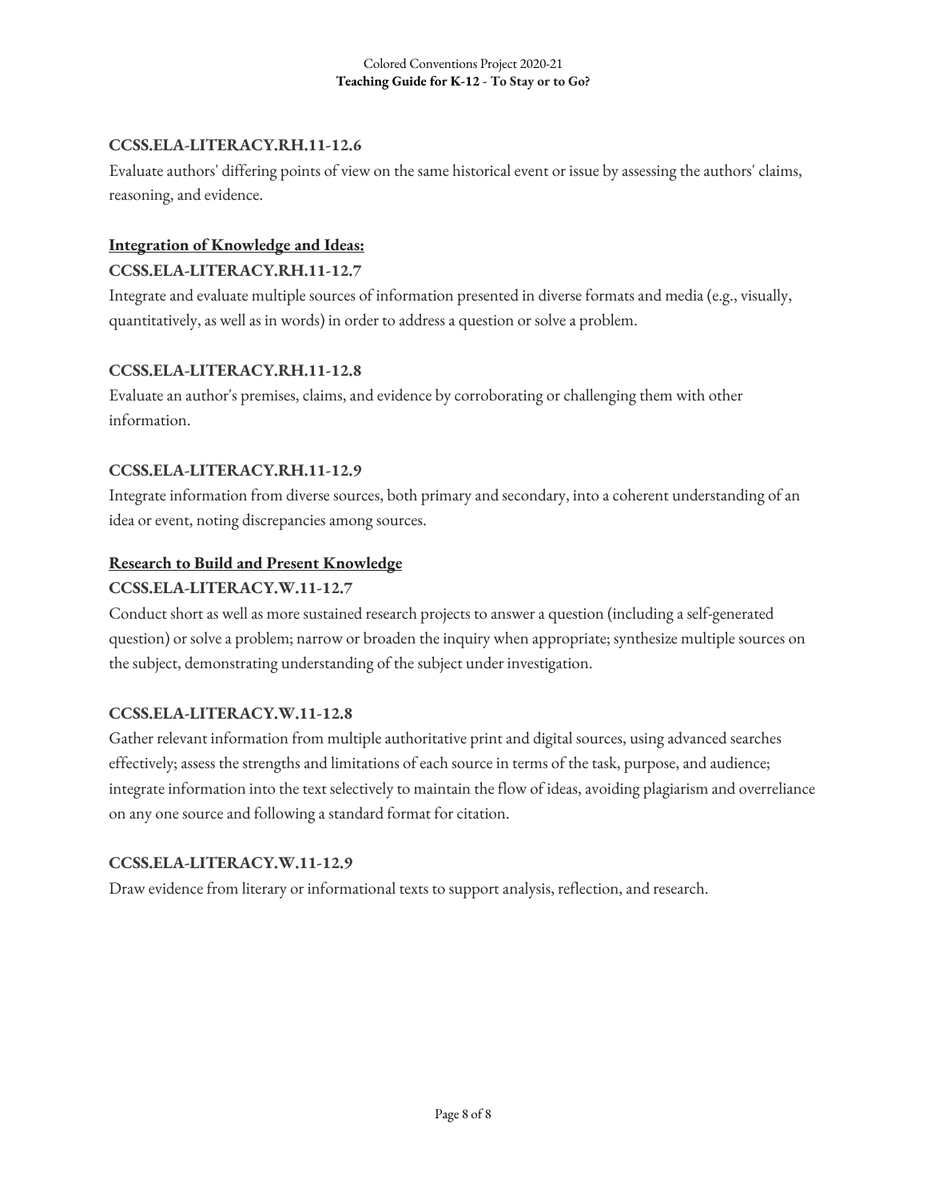**CCSS.ELA-LITERACY.RH.11-12.6**

Evaluate authors' differing points of view on the same historical event or issue by assessing the authors' claims, reasoning, and evidence.

**Integration of Knowledge and Ideas:**

**CCSS.ELA-LITERACY.RH.11-12.7**

Integrate and evaluate multiple sources of information presented in diverse formats and media (e.g., visually, quantitatively, as well as in words) in order to address a question or solve a problem.

**CCSS.ELA-LITERACY.RH.11-12.8**

Evaluate an author's premises, claims, and evidence by corroborating or challenging them with other information.

**CCSS.ELA-LITERACY.RH.11-12.9**

Integrate information from diverse sources, both primary and secondary, into a coherent understanding of an idea or event, noting discrepancies among sources.

**Research to Build and Present Knowledge**

**CCSS.ELA-LITERACY.W.11-12.7**

Conduct short as well as more sustained research projects to answer a question (including a self-generated question) or solve a problem; narrow or broaden the inquiry when appropriate; synthesize multiple sources on the subject, demonstrating understanding of the subject under investigation.

**CCSS.ELA-LITERACY.W.11-12.8**

Gather relevant information from multiple authoritative print and digital sources, using advanced searches effectively; assess the strengths and limitations of each source in terms of the task, purpose, and audience; integrate information into the text selectively to maintain the flow of ideas, avoiding plagiarism and overreliance on any one source and following a standard format for citation.

**CCSS.ELA-LITERACY.W.11-12.9**

Draw evidence from literary or informational texts to support analysis, reflection, and research.